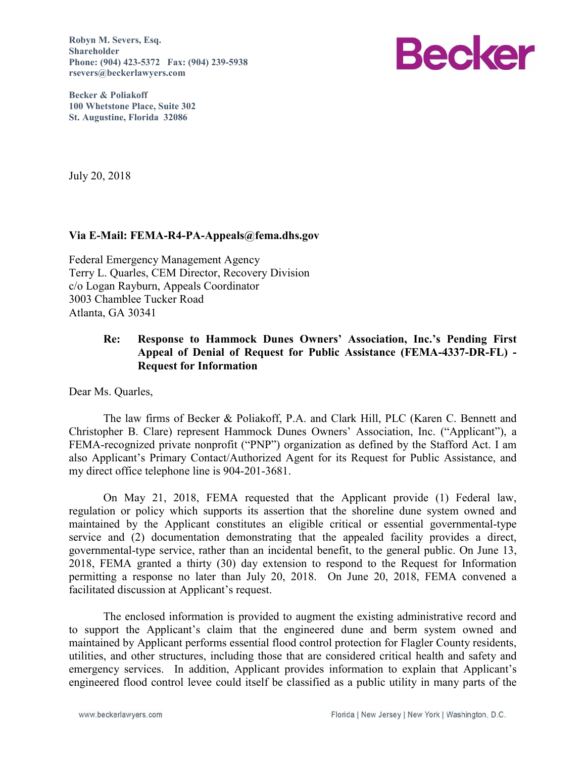**Robyn M. Severs, Esq.**
**Shareholder**
**Phone: (904) 423-5372 Fax: (904) 239-5938**
**rsevers@beckerlawyers.com**

Becker

**Becker & Poliakoff**
**100 Whetstone Place, Suite 302**
**St. Augustine, Florida 32086**

July 20, 2018

**Via E-Mail: FEMA-R4-PA-Appeals@fema.dhs.gov**

Federal Emergency Management Agency
Terry L. Quarles, CEM Director, Recovery Division
c/o Logan Rayburn, Appeals Coordinator
3003 Chamblee Tucker Road
Atlanta, GA 30341

**Re: Response to Hammock Dunes Owners' Association, Inc.'s Pending First Appeal of Denial of Request for Public Assistance (FEMA-4337-DR-FL) - Request for Information**

Dear Ms. Quarles,

The law firms of Becker & Poliakoff, P.A. and Clark Hill, PLC (Karen C. Bennett and Christopher B. Clare) represent Hammock Dunes Owners' Association, Inc. ("Applicant"), a FEMA-recognized private nonprofit ("PNP") organization as defined by the Stafford Act. I am also Applicant's Primary Contact/Authorized Agent for its Request for Public Assistance, and my direct office telephone line is 904-201-3681.

On May 21, 2018, FEMA requested that the Applicant provide (1) Federal law, regulation or policy which supports its assertion that the shoreline dune system owned and maintained by the Applicant constitutes an eligible critical or essential governmental-type service and (2) documentation demonstrating that the appealed facility provides a direct, governmental-type service, rather than an incidental benefit, to the general public. On June 13, 2018, FEMA granted a thirty (30) day extension to respond to the Request for Information permitting a response no later than July 20, 2018. On June 20, 2018, FEMA convened a facilitated discussion at Applicant's request.

The enclosed information is provided to augment the existing administrative record and to support the Applicant's claim that the engineered dune and berm system owned and maintained by Applicant performs essential flood control protection for Flagler County residents, utilities, and other structures, including those that are considered critical health and safety and emergency services. In addition, Applicant provides information to explain that Applicant's engineered flood control levee could itself be classified as a public utility in many parts of the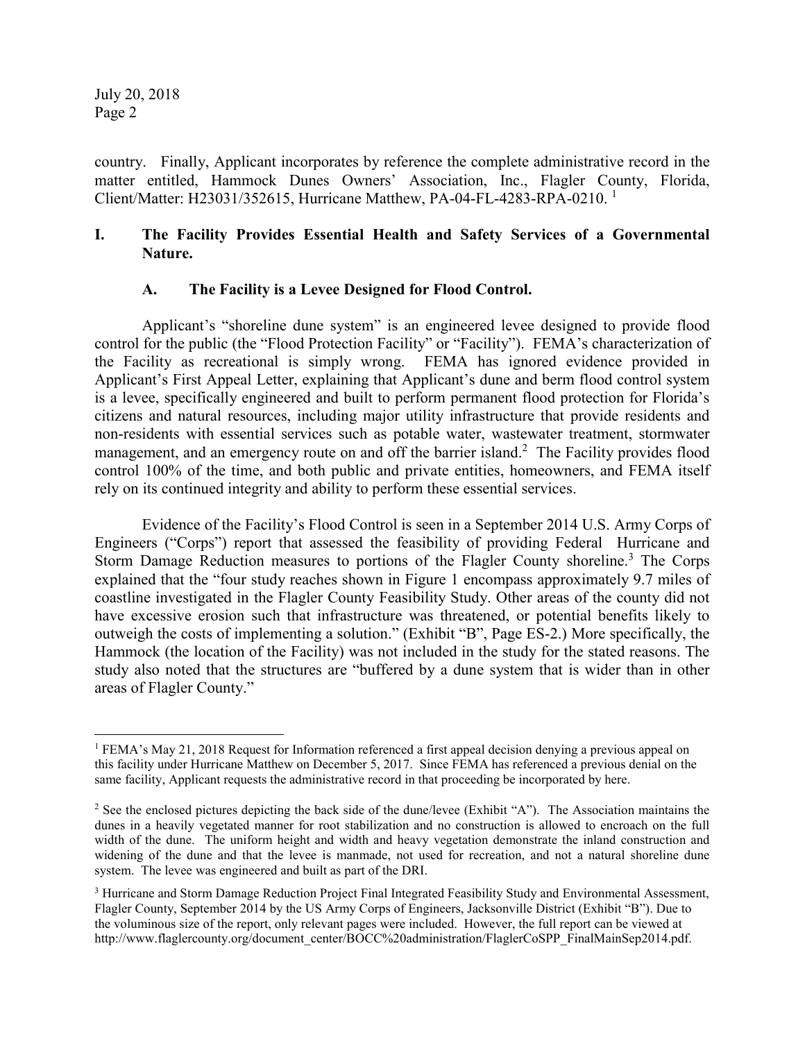country. Finally, Applicant incorporates by reference the complete administrative record in the matter entitled, Hammock Dunes Owners' Association, Inc., Flagler County, Florida, Client/Matter: H23031/352615, Hurricane Matthew, PA-04-FL-4283-RPA-0210. [1]

## I. The Facility Provides Essential Health and Safety Services of a Governmental Nature.

### A. The Facility is a Levee Designed for Flood Control.

Applicant's "shoreline dune system" is an engineered levee designed to provide flood control for the public (the "Flood Protection Facility" or "Facility"). FEMA's characterization of the Facility as recreational is simply wrong. FEMA has ignored evidence provided in Applicant's First Appeal Letter, explaining that Applicant's dune and berm flood control system is a levee, specifically engineered and built to perform permanent flood protection for Florida's citizens and natural resources, including major utility infrastructure that provide residents and non-residents with essential services such as potable water, wastewater treatment, stormwater management, and an emergency route on and off the barrier island.[2] The Facility provides flood control 100% of the time, and both public and private entities, homeowners, and FEMA itself rely on its continued integrity and ability to perform these essential services.

Evidence of the Facility's Flood Control is seen in a September 2014 U.S. Army Corps of Engineers ("Corps") report that assessed the feasibility of providing Federal Hurricane and Storm Damage Reduction measures to portions of the Flagler County shoreline.[3] The Corps explained that the "four study reaches shown in Figure 1 encompass approximately 9.7 miles of coastline investigated in the Flagler County Feasibility Study. Other areas of the county did not have excessive erosion such that infrastructure was threatened, or potential benefits likely to outweigh the costs of implementing a solution." (Exhibit "B", Page ES-2.) More specifically, the Hammock (the location of the Facility) was not included in the study for the stated reasons. The study also noted that the structures are "buffered by a dune system that is wider than in other areas of Flagler County."

---

[1] FEMA's May 21, 2018 Request for Information referenced a first appeal decision denying a previous appeal on this facility under Hurricane Matthew on December 5, 2017. Since FEMA has referenced a previous denial on the same facility, Applicant requests the administrative record in that proceeding be incorporated by here.

[2] See the enclosed pictures depicting the back side of the dune/levee (Exhibit "A"). The Association maintains the dunes in a heavily vegetated manner for root stabilization and no construction is allowed to encroach on the full width of the dune. The uniform height and width and heavy vegetation demonstrate the inland construction and widening of the dune and that the levee is manmade, not used for recreation, and not a natural shoreline dune system. The levee was engineered and built as part of the DRI.

[3] Hurricane and Storm Damage Reduction Project Final Integrated Feasibility Study and Environmental Assessment, Flagler County, September 2014 by the US Army Corps of Engineers, Jacksonville District (Exhibit "B"). Due to the voluminous size of the report, only relevant pages were included. However, the full report can be viewed at http://www.flaglercounty.org/document_center/BOCC%20administration/FlaglerCoSPP_FinalMainSep2014.pdf.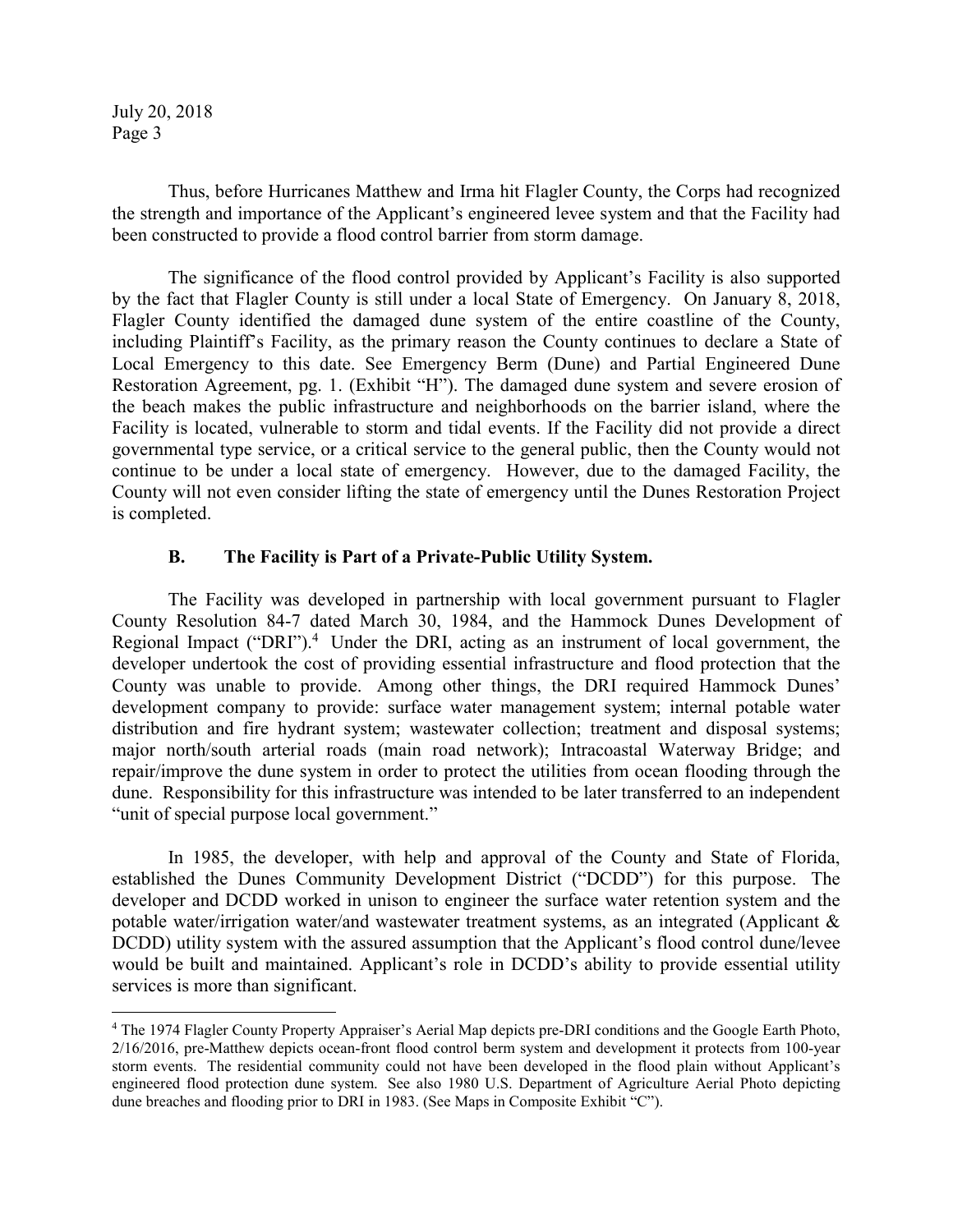Thus, before Hurricanes Matthew and Irma hit Flagler County, the Corps had recognized the strength and importance of the Applicant's engineered levee system and that the Facility had been constructed to provide a flood control barrier from storm damage.

The significance of the flood control provided by Applicant's Facility is also supported by the fact that Flagler County is still under a local State of Emergency. On January 8, 2018, Flagler County identified the damaged dune system of the entire coastline of the County, including Plaintiff's Facility, as the primary reason the County continues to declare a State of Local Emergency to this date. See Emergency Berm (Dune) and Partial Engineered Dune Restoration Agreement, pg. 1. (Exhibit "H"). The damaged dune system and severe erosion of the beach makes the public infrastructure and neighborhoods on the barrier island, where the Facility is located, vulnerable to storm and tidal events. If the Facility did not provide a direct governmental type service, or a critical service to the general public, then the County would not continue to be under a local state of emergency. However, due to the damaged Facility, the County will not even consider lifting the state of emergency until the Dunes Restoration Project is completed.

### B. The Facility is Part of a Private-Public Utility System.

The Facility was developed in partnership with local government pursuant to Flagler County Resolution 84-7 dated March 30, 1984, and the Hammock Dunes Development of Regional Impact ("DRI").[4] Under the DRI, acting as an instrument of local government, the developer undertook the cost of providing essential infrastructure and flood protection that the County was unable to provide. Among other things, the DRI required Hammock Dunes' development company to provide: surface water management system; internal potable water distribution and fire hydrant system; wastewater collection; treatment and disposal systems; major north/south arterial roads (main road network); Intracoastal Waterway Bridge; and repair/improve the dune system in order to protect the utilities from ocean flooding through the dune. Responsibility for this infrastructure was intended to be later transferred to an independent "unit of special purpose local government."

In 1985, the developer, with help and approval of the County and State of Florida, established the Dunes Community Development District ("DCDD") for this purpose. The developer and DCDD worked in unison to engineer the surface water retention system and the potable water/irrigation water/and wastewater treatment systems, as an integrated (Applicant & DCDD) utility system with the assured assumption that the Applicant's flood control dune/levee would be built and maintained. Applicant's role in DCDD's ability to provide essential utility services is more than significant.

---

[4] The 1974 Flagler County Property Appraiser's Aerial Map depicts pre-DRI conditions and the Google Earth Photo, 2/16/2016, pre-Matthew depicts ocean-front flood control berm system and development it protects from 100-year storm events. The residential community could not have been developed in the flood plain without Applicant's engineered flood protection dune system. See also 1980 U.S. Department of Agriculture Aerial Photo depicting dune breaches and flooding prior to DRI in 1983. (See Maps in Composite Exhibit "C").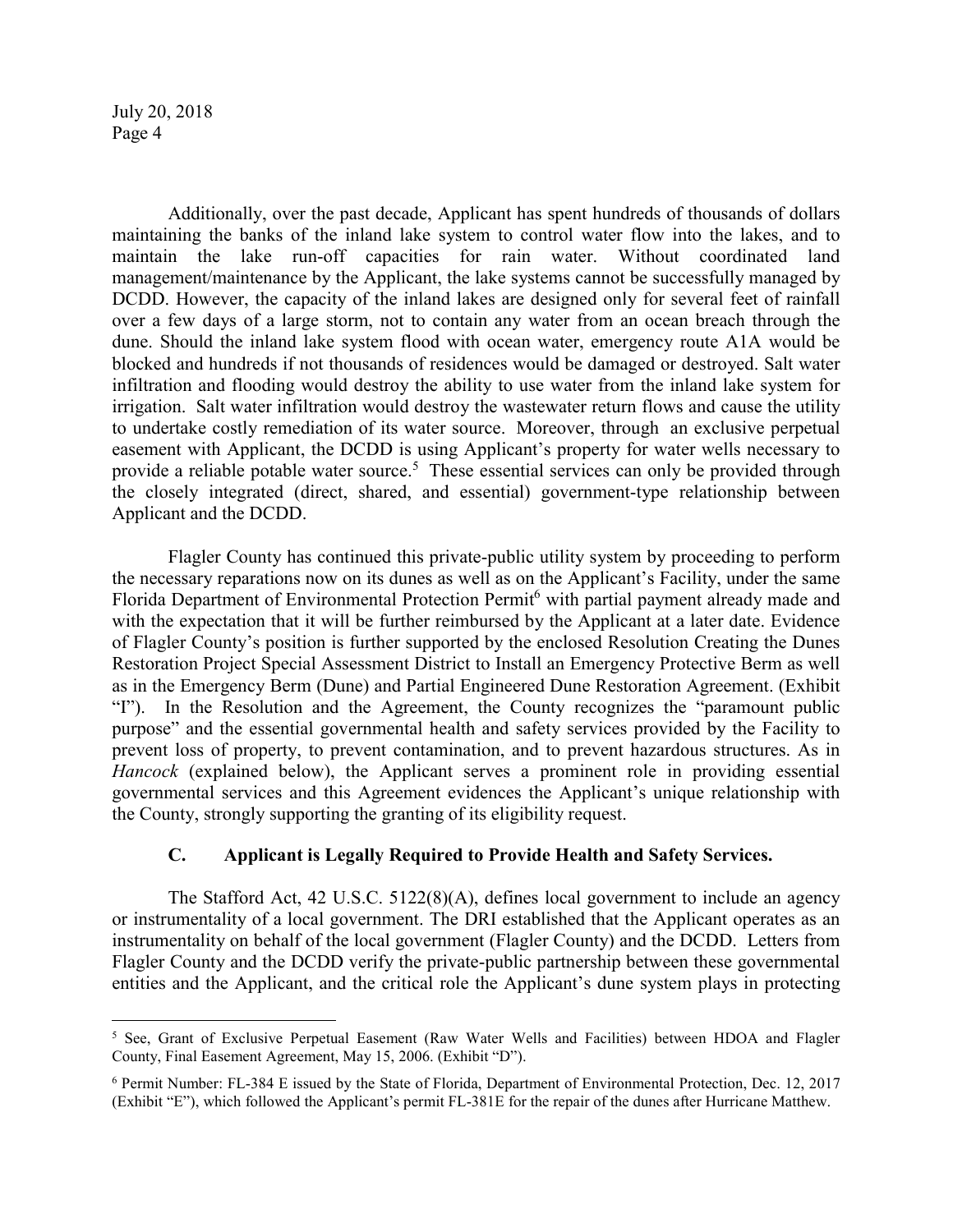Additionally, over the past decade, Applicant has spent hundreds of thousands of dollars maintaining the banks of the inland lake system to control water flow into the lakes, and to maintain the lake run-off capacities for rain water. Without coordinated land management/maintenance by the Applicant, the lake systems cannot be successfully managed by DCDD. However, the capacity of the inland lakes are designed only for several feet of rainfall over a few days of a large storm, not to contain any water from an ocean breach through the dune. Should the inland lake system flood with ocean water, emergency route A1A would be blocked and hundreds if not thousands of residences would be damaged or destroyed. Salt water infiltration and flooding would destroy the ability to use water from the inland lake system for irrigation. Salt water infiltration would destroy the wastewater return flows and cause the utility to undertake costly remediation of its water source. Moreover, through an exclusive perpetual easement with Applicant, the DCDD is using Applicant's property for water wells necessary to provide a reliable potable water source.[5] These essential services can only be provided through the closely integrated (direct, shared, and essential) government-type relationship between Applicant and the DCDD.

Flagler County has continued this private-public utility system by proceeding to perform the necessary reparations now on its dunes as well as on the Applicant's Facility, under the same Florida Department of Environmental Protection Permit[6] with partial payment already made and with the expectation that it will be further reimbursed by the Applicant at a later date. Evidence of Flagler County's position is further supported by the enclosed Resolution Creating the Dunes Restoration Project Special Assessment District to Install an Emergency Protective Berm as well as in the Emergency Berm (Dune) and Partial Engineered Dune Restoration Agreement. (Exhibit "I"). In the Resolution and the Agreement, the County recognizes the "paramount public purpose" and the essential governmental health and safety services provided by the Facility to prevent loss of property, to prevent contamination, and to prevent hazardous structures. As in *Hancock* (explained below), the Applicant serves a prominent role in providing essential governmental services and this Agreement evidences the Applicant's unique relationship with the County, strongly supporting the granting of its eligibility request.

### C. Applicant is Legally Required to Provide Health and Safety Services.

The Stafford Act, 42 U.S.C. 5122(8)(A), defines local government to include an agency or instrumentality of a local government. The DRI established that the Applicant operates as an instrumentality on behalf of the local government (Flagler County) and the DCDD. Letters from Flagler County and the DCDD verify the private-public partnership between these governmental entities and the Applicant, and the critical role the Applicant's dune system plays in protecting

---

[5] See, Grant of Exclusive Perpetual Easement (Raw Water Wells and Facilities) between HDOA and Flagler County, Final Easement Agreement, May 15, 2006. (Exhibit "D").

[6] Permit Number: FL-384 E issued by the State of Florida, Department of Environmental Protection, Dec. 12, 2017 (Exhibit "E"), which followed the Applicant's permit FL-381E for the repair of the dunes after Hurricane Matthew.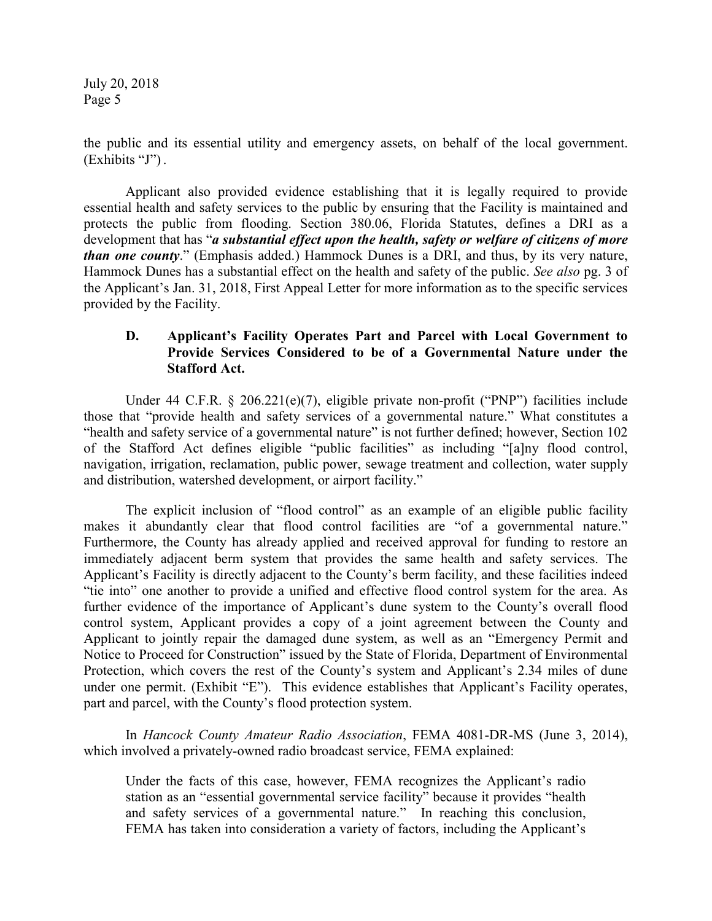the public and its essential utility and emergency assets, on behalf of the local government. (Exhibits "J") .

Applicant also provided evidence establishing that it is legally required to provide essential health and safety services to the public by ensuring that the Facility is maintained and protects the public from flooding. Section 380.06, Florida Statutes, defines a DRI as a development that has "***a substantial effect upon the health, safety or welfare of citizens of more than one county***." (Emphasis added.) Hammock Dunes is a DRI, and thus, by its very nature, Hammock Dunes has a substantial effect on the health and safety of the public. *See also* pg. 3 of the Applicant's Jan. 31, 2018, First Appeal Letter for more information as to the specific services provided by the Facility.

### D. Applicant's Facility Operates Part and Parcel with Local Government to Provide Services Considered to be of a Governmental Nature under the Stafford Act.

Under 44 C.F.R. § 206.221(e)(7), eligible private non-profit ("PNP") facilities include those that "provide health and safety services of a governmental nature." What constitutes a "health and safety service of a governmental nature" is not further defined; however, Section 102 of the Stafford Act defines eligible "public facilities" as including "[a]ny flood control, navigation, irrigation, reclamation, public power, sewage treatment and collection, water supply and distribution, watershed development, or airport facility."

The explicit inclusion of "flood control" as an example of an eligible public facility makes it abundantly clear that flood control facilities are "of a governmental nature." Furthermore, the County has already applied and received approval for funding to restore an immediately adjacent berm system that provides the same health and safety services. The Applicant's Facility is directly adjacent to the County's berm facility, and these facilities indeed "tie into" one another to provide a unified and effective flood control system for the area. As further evidence of the importance of Applicant's dune system to the County's overall flood control system, Applicant provides a copy of a joint agreement between the County and Applicant to jointly repair the damaged dune system, as well as an "Emergency Permit and Notice to Proceed for Construction" issued by the State of Florida, Department of Environmental Protection, which covers the rest of the County's system and Applicant's 2.34 miles of dune under one permit. (Exhibit "E"). This evidence establishes that Applicant's Facility operates, part and parcel, with the County's flood protection system.

In *Hancock County Amateur Radio Association*, FEMA 4081-DR-MS (June 3, 2014), which involved a privately-owned radio broadcast service, FEMA explained:

> Under the facts of this case, however, FEMA recognizes the Applicant's radio station as an "essential governmental service facility" because it provides "health and safety services of a governmental nature." In reaching this conclusion, FEMA has taken into consideration a variety of factors, including the Applicant's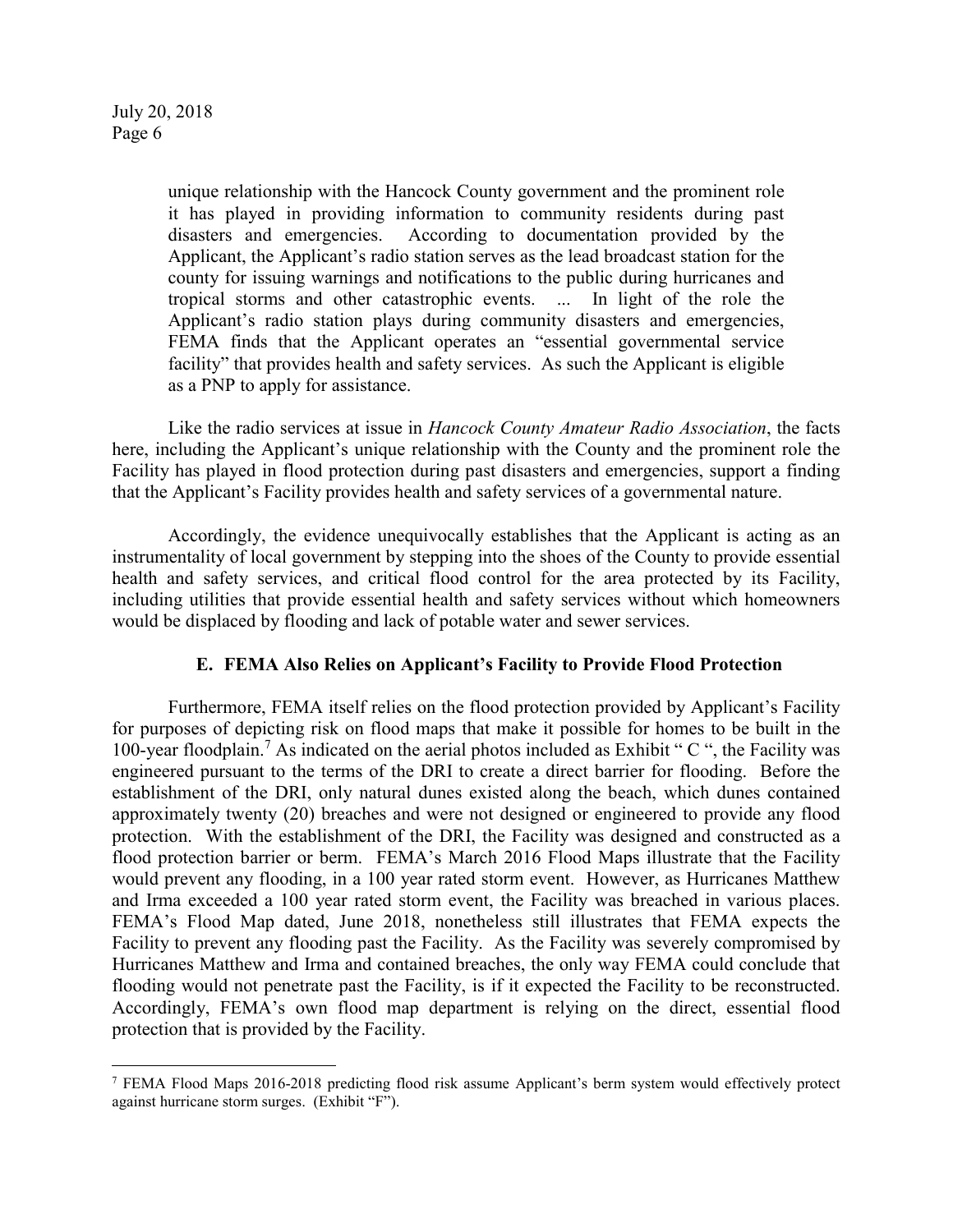> unique relationship with the Hancock County government and the prominent role it has played in providing information to community residents during past disasters and emergencies. According to documentation provided by the Applicant, the Applicant's radio station serves as the lead broadcast station for the county for issuing warnings and notifications to the public during hurricanes and tropical storms and other catastrophic events. ... In light of the role the Applicant's radio station plays during community disasters and emergencies, FEMA finds that the Applicant operates an "essential governmental service facility" that provides health and safety services. As such the Applicant is eligible as a PNP to apply for assistance.

Like the radio services at issue in *Hancock County Amateur Radio Association*, the facts here, including the Applicant's unique relationship with the County and the prominent role the Facility has played in flood protection during past disasters and emergencies, support a finding that the Applicant's Facility provides health and safety services of a governmental nature.

Accordingly, the evidence unequivocally establishes that the Applicant is acting as an instrumentality of local government by stepping into the shoes of the County to provide essential health and safety services, and critical flood control for the area protected by its Facility, including utilities that provide essential health and safety services without which homeowners would be displaced by flooding and lack of potable water and sewer services.

### E. FEMA Also Relies on Applicant's Facility to Provide Flood Protection

Furthermore, FEMA itself relies on the flood protection provided by Applicant's Facility for purposes of depicting risk on flood maps that make it possible for homes to be built in the 100-year floodplain.[7] As indicated on the aerial photos included as Exhibit " C ", the Facility was engineered pursuant to the terms of the DRI to create a direct barrier for flooding. Before the establishment of the DRI, only natural dunes existed along the beach, which dunes contained approximately twenty (20) breaches and were not designed or engineered to provide any flood protection. With the establishment of the DRI, the Facility was designed and constructed as a flood protection barrier or berm. FEMA's March 2016 Flood Maps illustrate that the Facility would prevent any flooding, in a 100 year rated storm event. However, as Hurricanes Matthew and Irma exceeded a 100 year rated storm event, the Facility was breached in various places. FEMA's Flood Map dated, June 2018, nonetheless still illustrates that FEMA expects the Facility to prevent any flooding past the Facility. As the Facility was severely compromised by Hurricanes Matthew and Irma and contained breaches, the only way FEMA could conclude that flooding would not penetrate past the Facility, is if it expected the Facility to be reconstructed. Accordingly, FEMA's own flood map department is relying on the direct, essential flood protection that is provided by the Facility.

---

[7] FEMA Flood Maps 2016-2018 predicting flood risk assume Applicant's berm system would effectively protect against hurricane storm surges. (Exhibit "F").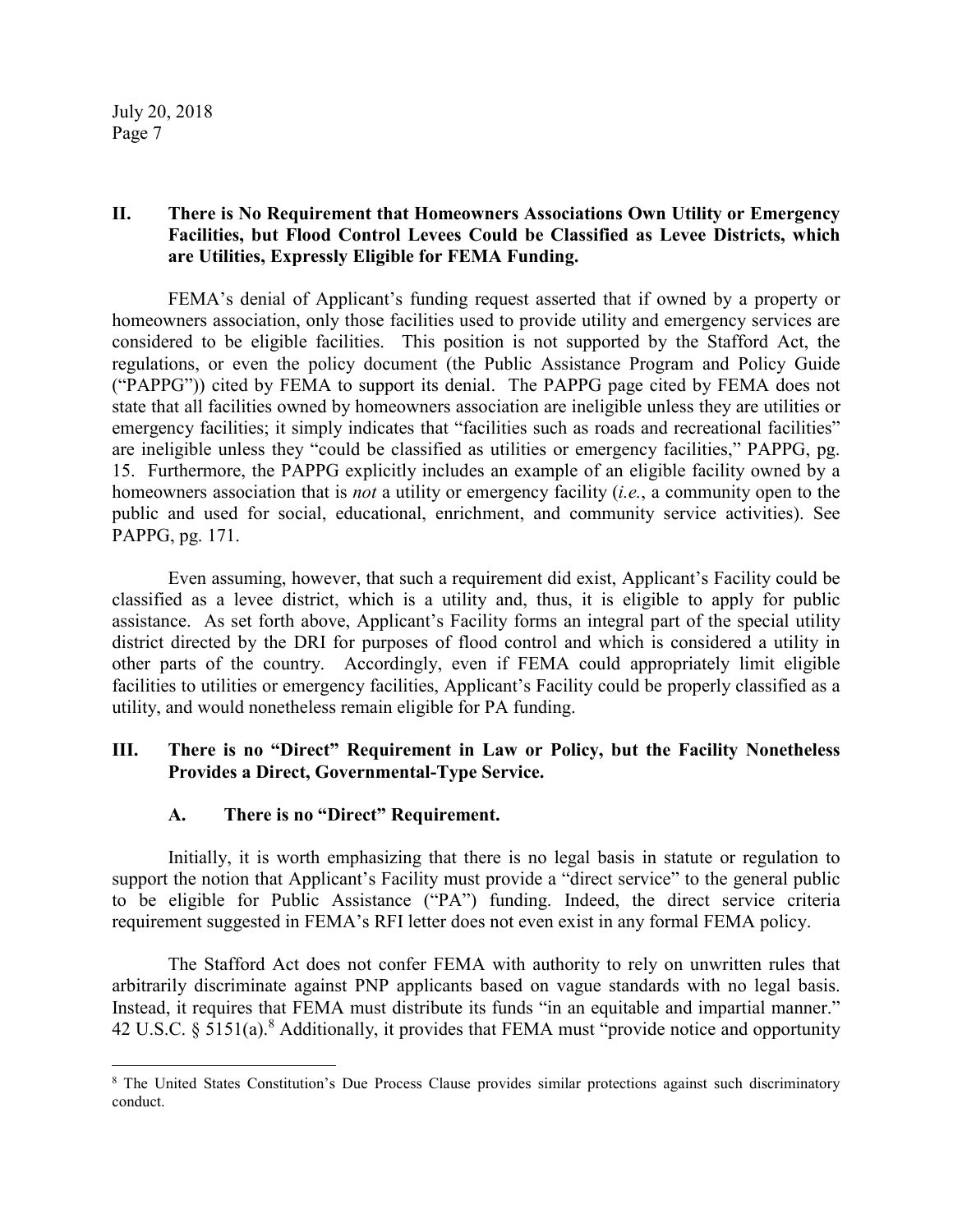## II. There is No Requirement that Homeowners Associations Own Utility or Emergency Facilities, but Flood Control Levees Could be Classified as Levee Districts, which are Utilities, Expressly Eligible for FEMA Funding.

FEMA's denial of Applicant's funding request asserted that if owned by a property or homeowners association, only those facilities used to provide utility and emergency services are considered to be eligible facilities. This position is not supported by the Stafford Act, the regulations, or even the policy document (the Public Assistance Program and Policy Guide ("PAPPG")) cited by FEMA to support its denial. The PAPPG page cited by FEMA does not state that all facilities owned by homeowners association are ineligible unless they are utilities or emergency facilities; it simply indicates that "facilities such as roads and recreational facilities" are ineligible unless they "could be classified as utilities or emergency facilities," PAPPG, pg. 15. Furthermore, the PAPPG explicitly includes an example of an eligible facility owned by a homeowners association that is *not* a utility or emergency facility (*i.e.*, a community open to the public and used for social, educational, enrichment, and community service activities). See PAPPG, pg. 171.

Even assuming, however, that such a requirement did exist, Applicant's Facility could be classified as a levee district, which is a utility and, thus, it is eligible to apply for public assistance. As set forth above, Applicant's Facility forms an integral part of the special utility district directed by the DRI for purposes of flood control and which is considered a utility in other parts of the country. Accordingly, even if FEMA could appropriately limit eligible facilities to utilities or emergency facilities, Applicant's Facility could be properly classified as a utility, and would nonetheless remain eligible for PA funding.

## III. There is no "Direct" Requirement in Law or Policy, but the Facility Nonetheless Provides a Direct, Governmental-Type Service.

### A. There is no "Direct" Requirement.

Initially, it is worth emphasizing that there is no legal basis in statute or regulation to support the notion that Applicant's Facility must provide a "direct service" to the general public to be eligible for Public Assistance ("PA") funding. Indeed, the direct service criteria requirement suggested in FEMA's RFI letter does not even exist in any formal FEMA policy.

The Stafford Act does not confer FEMA with authority to rely on unwritten rules that arbitrarily discriminate against PNP applicants based on vague standards with no legal basis. Instead, it requires that FEMA must distribute its funds "in an equitable and impartial manner." 42 U.S.C. § 5151(a).[8] Additionally, it provides that FEMA must "provide notice and opportunity

[8] The United States Constitution's Due Process Clause provides similar protections against such discriminatory conduct.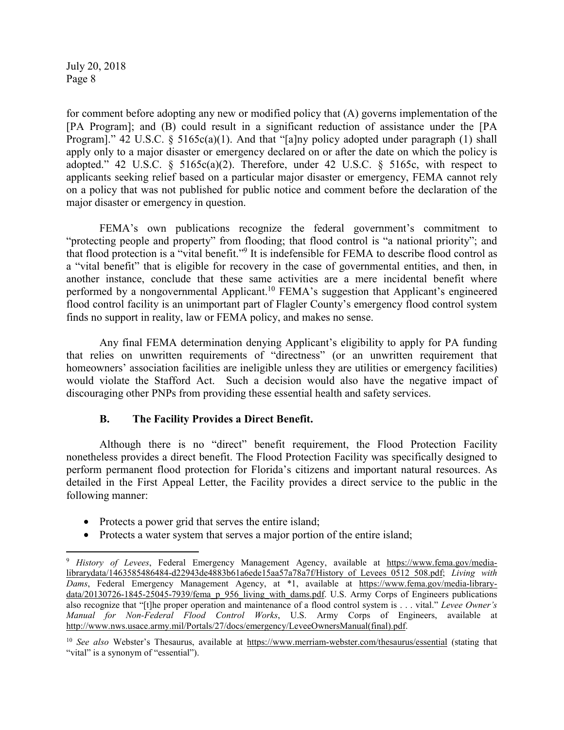for comment before adopting any new or modified policy that (A) governs implementation of the [PA Program]; and (B) could result in a significant reduction of assistance under the [PA Program]." 42 U.S.C. § 5165c(a)(1). And that "[a]ny policy adopted under paragraph (1) shall apply only to a major disaster or emergency declared on or after the date on which the policy is adopted." 42 U.S.C. § 5165c(a)(2). Therefore, under 42 U.S.C. § 5165c, with respect to applicants seeking relief based on a particular major disaster or emergency, FEMA cannot rely on a policy that was not published for public notice and comment before the declaration of the major disaster or emergency in question.

FEMA's own publications recognize the federal government's commitment to "protecting people and property" from flooding; that flood control is "a national priority"; and that flood protection is a "vital benefit."[9] It is indefensible for FEMA to describe flood control as a "vital benefit" that is eligible for recovery in the case of governmental entities, and then, in another instance, conclude that these same activities are a mere incidental benefit where performed by a nongovernmental Applicant.[10] FEMA's suggestion that Applicant's engineered flood control facility is an unimportant part of Flagler County's emergency flood control system finds no support in reality, law or FEMA policy, and makes no sense.

Any final FEMA determination denying Applicant's eligibility to apply for PA funding that relies on unwritten requirements of "directness" (or an unwritten requirement that homeowners' association facilities are ineligible unless they are utilities or emergency facilities) would violate the Stafford Act. Such a decision would also have the negative impact of discouraging other PNPs from providing these essential health and safety services.

### B. The Facility Provides a Direct Benefit.

Although there is no "direct" benefit requirement, the Flood Protection Facility nonetheless provides a direct benefit. The Flood Protection Facility was specifically designed to perform permanent flood protection for Florida's citizens and important natural resources. As detailed in the First Appeal Letter, the Facility provides a direct service to the public in the following manner:

- Protects a power grid that serves the entire island;
- Protects a water system that serves a major portion of the entire island;

---

[9] *History of Levees*, Federal Emergency Management Agency, available at https://www.fema.gov/media-librarydata/1463585486484-d22943de4883b61a6ede15aa57a78a7f/History_of_Levees_0512_508.pdf; *Living with Dams*, Federal Emergency Management Agency, at *1, available at https://www.fema.gov/media-library-data/20130726-1845-25045-7939/fema_p_956_living_with_dams.pdf. U.S. Army Corps of Engineers publications also recognize that "[t]he proper operation and maintenance of a flood control system is . . . vital." *Levee Owner's Manual for Non-Federal Flood Control Works*, U.S. Army Corps of Engineers, available at http://www.nws.usace.army.mil/Portals/27/docs/emergency/LeveeOwnersManual(final).pdf.

[10] *See also* Webster's Thesaurus, available at https://www.merriam-webster.com/thesaurus/essential (stating that "vital" is a synonym of "essential").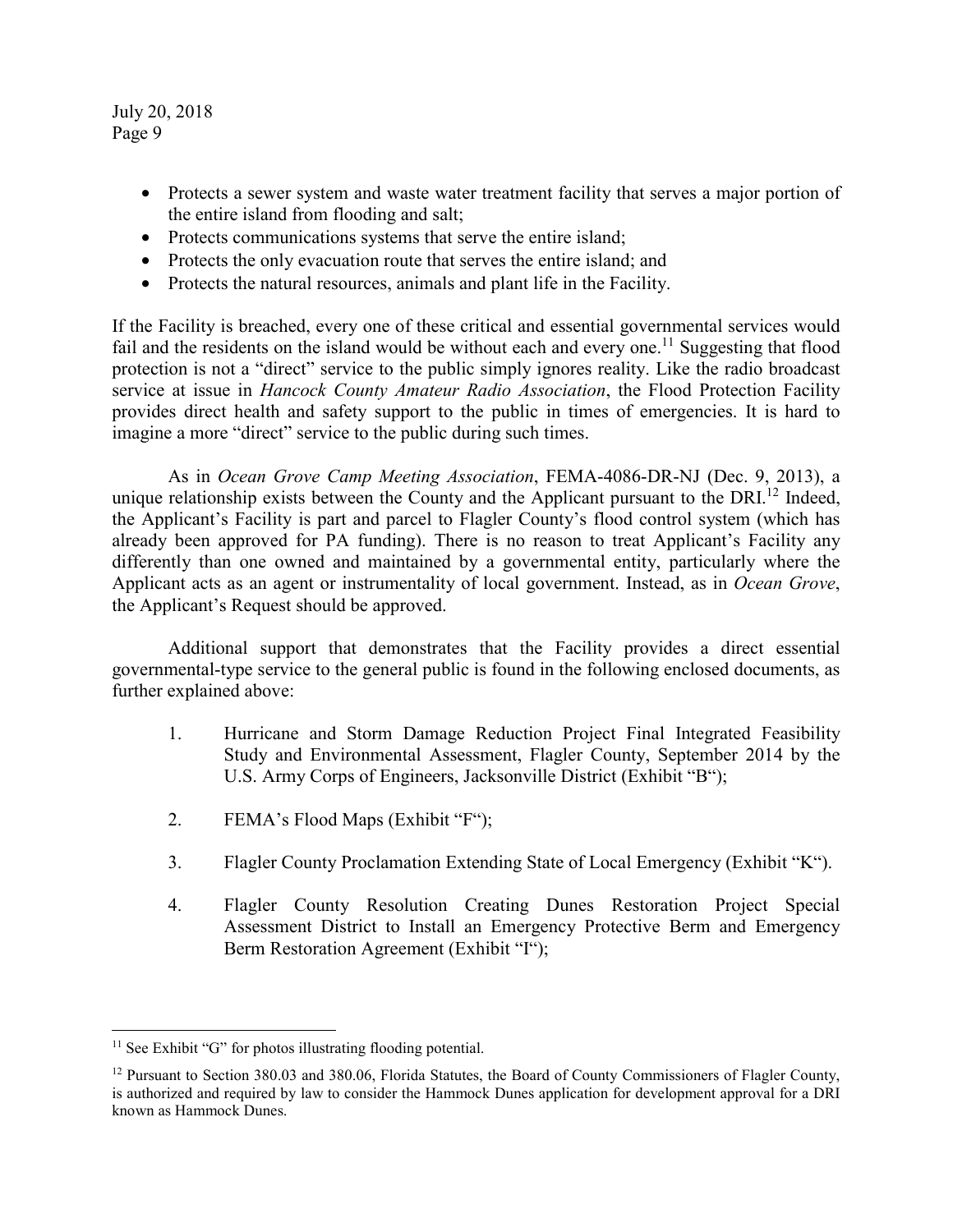- Protects a sewer system and waste water treatment facility that serves a major portion of the entire island from flooding and salt;
- Protects communications systems that serve the entire island;
- Protects the only evacuation route that serves the entire island; and
- Protects the natural resources, animals and plant life in the Facility.

If the Facility is breached, every one of these critical and essential governmental services would fail and the residents on the island would be without each and every one.[11] Suggesting that flood protection is not a "direct" service to the public simply ignores reality. Like the radio broadcast service at issue in *Hancock County Amateur Radio Association*, the Flood Protection Facility provides direct health and safety support to the public in times of emergencies. It is hard to imagine a more "direct" service to the public during such times.

As in *Ocean Grove Camp Meeting Association*, FEMA-4086-DR-NJ (Dec. 9, 2013), a unique relationship exists between the County and the Applicant pursuant to the DRI.[12] Indeed, the Applicant's Facility is part and parcel to Flagler County's flood control system (which has already been approved for PA funding). There is no reason to treat Applicant's Facility any differently than one owned and maintained by a governmental entity, particularly where the Applicant acts as an agent or instrumentality of local government. Instead, as in *Ocean Grove*, the Applicant's Request should be approved.

Additional support that demonstrates that the Facility provides a direct essential governmental-type service to the general public is found in the following enclosed documents, as further explained above:

1. Hurricane and Storm Damage Reduction Project Final Integrated Feasibility Study and Environmental Assessment, Flagler County, September 2014 by the U.S. Army Corps of Engineers, Jacksonville District (Exhibit "B");

2. FEMA's Flood Maps (Exhibit "F");

3. Flagler County Proclamation Extending State of Local Emergency (Exhibit "K").

4. Flagler County Resolution Creating Dunes Restoration Project Special Assessment District to Install an Emergency Protective Berm and Emergency Berm Restoration Agreement (Exhibit "I");

---

[11] See Exhibit "G" for photos illustrating flooding potential.

[12] Pursuant to Section 380.03 and 380.06, Florida Statutes, the Board of County Commissioners of Flagler County, is authorized and required by law to consider the Hammock Dunes application for development approval for a DRI known as Hammock Dunes.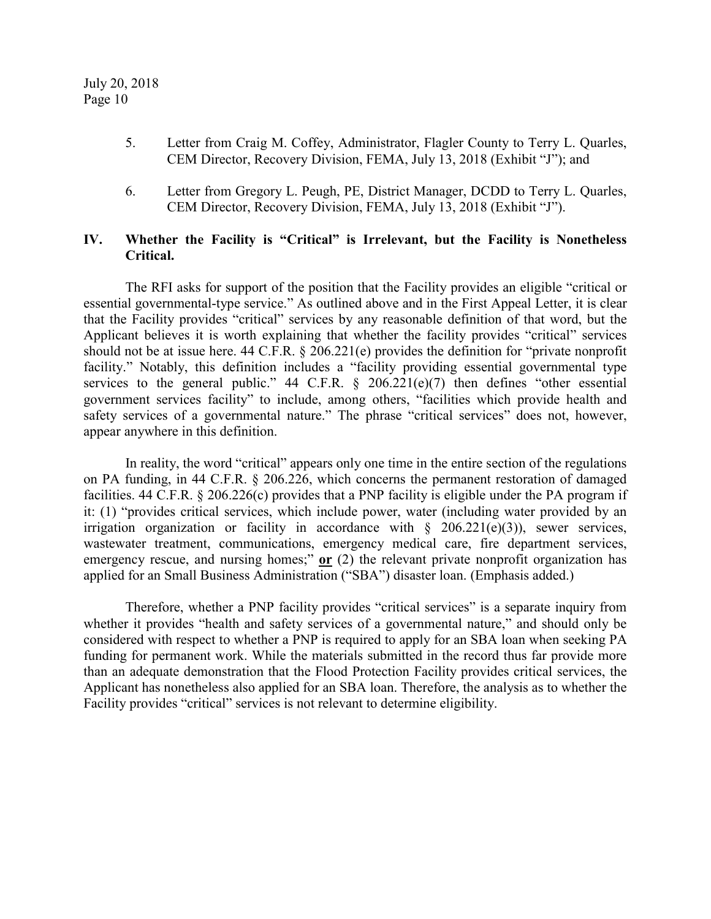5. Letter from Craig M. Coffey, Administrator, Flagler County to Terry L. Quarles, CEM Director, Recovery Division, FEMA, July 13, 2018 (Exhibit "J"); and

6. Letter from Gregory L. Peugh, PE, District Manager, DCDD to Terry L. Quarles, CEM Director, Recovery Division, FEMA, July 13, 2018 (Exhibit "J").

## IV. Whether the Facility is "Critical" is Irrelevant, but the Facility is Nonetheless Critical.

The RFI asks for support of the position that the Facility provides an eligible "critical or essential governmental-type service." As outlined above and in the First Appeal Letter, it is clear that the Facility provides "critical" services by any reasonable definition of that word, but the Applicant believes it is worth explaining that whether the facility provides "critical" services should not be at issue here. 44 C.F.R. § 206.221(e) provides the definition for "private nonprofit facility." Notably, this definition includes a "facility providing essential governmental type services to the general public." 44 C.F.R. § 206.221(e)(7) then defines "other essential government services facility" to include, among others, "facilities which provide health and safety services of a governmental nature." The phrase "critical services" does not, however, appear anywhere in this definition.

In reality, the word "critical" appears only one time in the entire section of the regulations on PA funding, in 44 C.F.R. § 206.226, which concerns the permanent restoration of damaged facilities. 44 C.F.R. § 206.226(c) provides that a PNP facility is eligible under the PA program if it: (1) "provides critical services, which include power, water (including water provided by an irrigation organization or facility in accordance with § 206.221(e)(3)), sewer services, wastewater treatment, communications, emergency medical care, fire department services, emergency rescue, and nursing homes;" **<u>or</u>** (2) the relevant private nonprofit organization has applied for an Small Business Administration ("SBA") disaster loan. (Emphasis added.)

Therefore, whether a PNP facility provides "critical services" is a separate inquiry from whether it provides "health and safety services of a governmental nature," and should only be considered with respect to whether a PNP is required to apply for an SBA loan when seeking PA funding for permanent work. While the materials submitted in the record thus far provide more than an adequate demonstration that the Flood Protection Facility provides critical services, the Applicant has nonetheless also applied for an SBA loan. Therefore, the analysis as to whether the Facility provides "critical" services is not relevant to determine eligibility.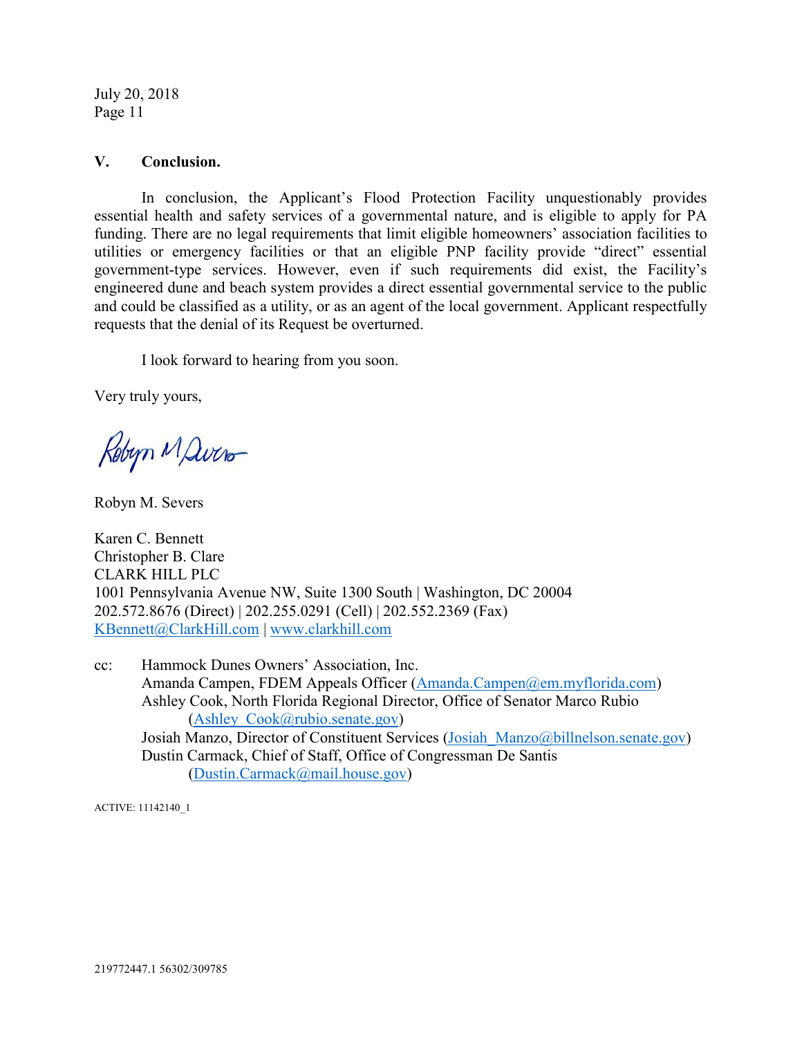July 20, 2018
Page 11

## V. Conclusion.

In conclusion, the Applicant's Flood Protection Facility unquestionably provides essential health and safety services of a governmental nature, and is eligible to apply for PA funding. There are no legal requirements that limit eligible homeowners' association facilities to utilities or emergency facilities or that an eligible PNP facility provide "direct" essential government-type services. However, even if such requirements did exist, the Facility's engineered dune and beach system provides a direct essential governmental service to the public and could be classified as a utility, or as an agent of the local government. Applicant respectfully requests that the denial of its Request be overturned.

I look forward to hearing from you soon.

Very truly yours,

Robyn M. Severs

Karen C. Bennett
Christopher B. Clare
CLARK HILL PLC
1001 Pennsylvania Avenue NW, Suite 1300 South | Washington, DC 20004
202.572.8676 (Direct) | 202.255.0291 (Cell) | 202.552.2369 (Fax)
KBennett@ClarkHill.com | www.clarkhill.com

cc: Hammock Dunes Owners' Association, Inc.
Amanda Campen, FDEM Appeals Officer (Amanda.Campen@em.myflorida.com)
Ashley Cook, North Florida Regional Director, Office of Senator Marco Rubio (Ashley_Cook@rubio.senate.gov)
Josiah Manzo, Director of Constituent Services (Josiah_Manzo@billnelson.senate.gov)
Dustin Carmack, Chief of Staff, Office of Congressman De Santis (Dustin.Carmack@mail.house.gov)

ACTIVE: 11142140_1

219772447.1 56302/309785